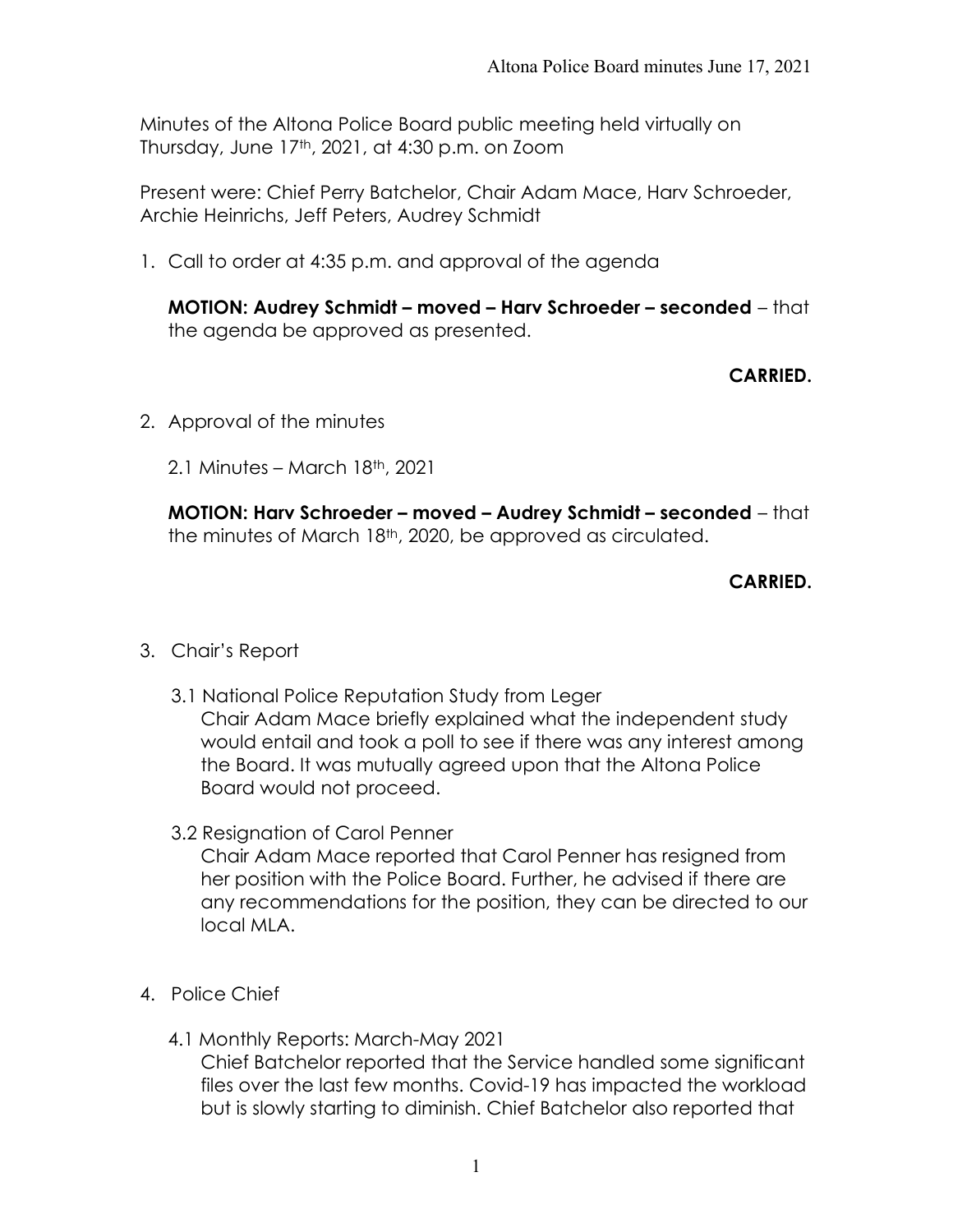Minutes of the Altona Police Board public meeting held virtually on Thursday, June 17th, 2021, at 4:30 p.m. on Zoom

Present were: Chief Perry Batchelor, Chair Adam Mace, Harv Schroeder, Archie Heinrichs, Jeff Peters, Audrey Schmidt

1. Call to order at 4:35 p.m. and approval of the agenda

   **MOTION: Audrey Schmidt – moved – Harv Schroeder – seconded** – that the agenda be approved as presented.

   **CARRIED.**

2. Approval of the minutes

   2.1 Minutes – March 18th, 2021

   **MOTION: Harv Schroeder – moved – Audrey Schmidt – seconded** – that the minutes of March 18th, 2020, be approved as circulated.

   **CARRIED.**

3. Chair's Report

   3.1 National Police Reputation Study from Leger
   Chair Adam Mace briefly explained what the independent study would entail and took a poll to see if there was any interest among the Board. It was mutually agreed upon that the Altona Police Board would not proceed.

   3.2 Resignation of Carol Penner
   Chair Adam Mace reported that Carol Penner has resigned from her position with the Police Board. Further, he advised if there are any recommendations for the position, they can be directed to our local MLA.

4. Police Chief

   4.1 Monthly Reports: March-May 2021
   Chief Batchelor reported that the Service handled some significant files over the last few months. Covid-19 has impacted the workload but is slowly starting to diminish. Chief Batchelor also reported that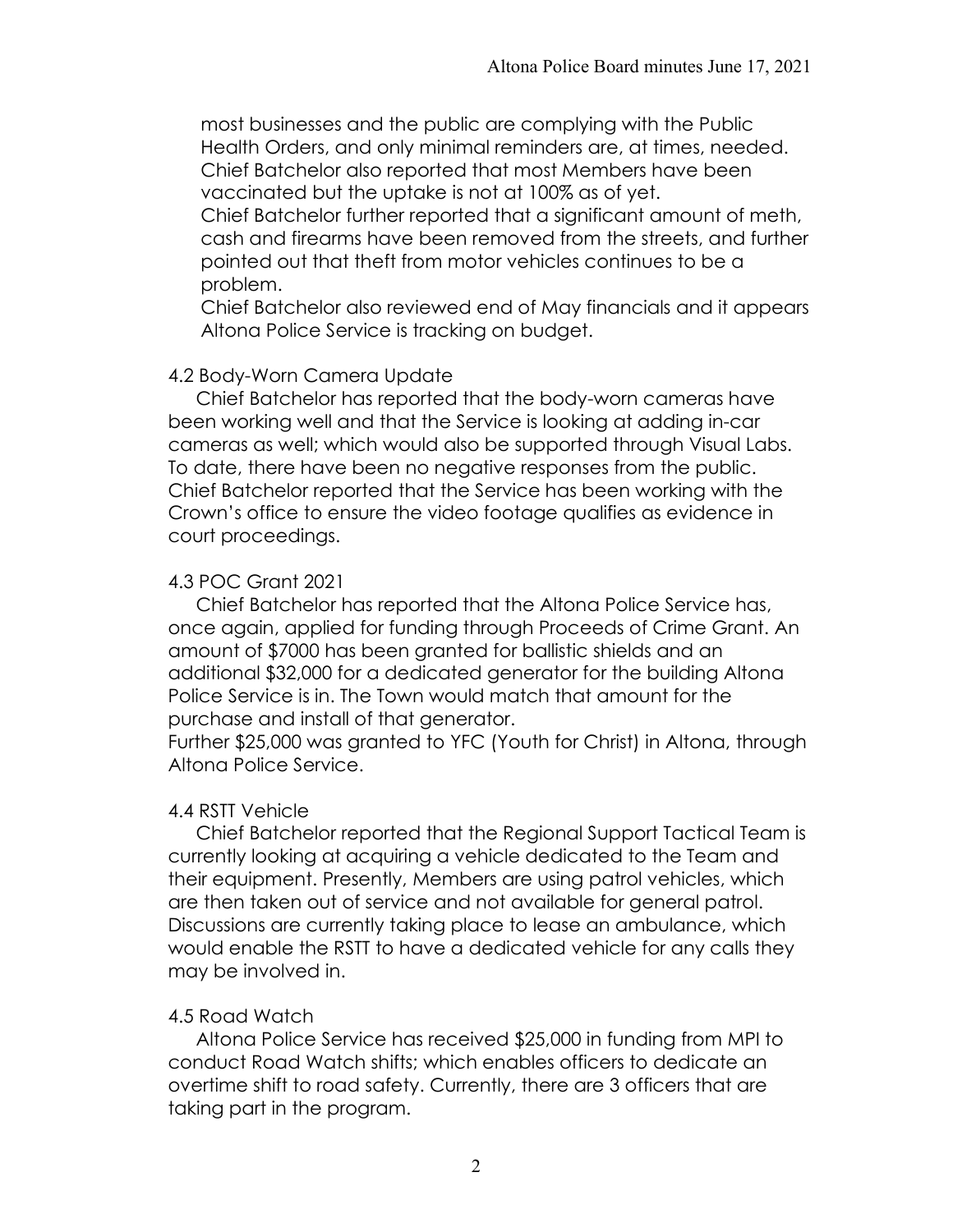most businesses and the public are complying with the Public Health Orders, and only minimal reminders are, at times, needed. Chief Batchelor also reported that most Members have been vaccinated but the uptake is not at 100% as of yet.
Chief Batchelor further reported that a significant amount of meth, cash and firearms have been removed from the streets, and further pointed out that theft from motor vehicles continues to be a problem.
Chief Batchelor also reviewed end of May financials and it appears Altona Police Service is tracking on budget.

4.2 Body-Worn Camera Update

Chief Batchelor has reported that the body-worn cameras have been working well and that the Service is looking at adding in-car cameras as well; which would also be supported through Visual Labs. To date, there have been no negative responses from the public. Chief Batchelor reported that the Service has been working with the Crown's office to ensure the video footage qualifies as evidence in court proceedings.

4.3 POC Grant 2021

Chief Batchelor has reported that the Altona Police Service has, once again, applied for funding through Proceeds of Crime Grant. An amount of $7000 has been granted for ballistic shields and an additional $32,000 for a dedicated generator for the building Altona Police Service is in. The Town would match that amount for the purchase and install of that generator.
Further $25,000 was granted to YFC (Youth for Christ) in Altona, through Altona Police Service.

4.4 RSTT Vehicle

Chief Batchelor reported that the Regional Support Tactical Team is currently looking at acquiring a vehicle dedicated to the Team and their equipment. Presently, Members are using patrol vehicles, which are then taken out of service and not available for general patrol. Discussions are currently taking place to lease an ambulance, which would enable the RSTT to have a dedicated vehicle for any calls they may be involved in.

4.5 Road Watch

Altona Police Service has received $25,000 in funding from MPI to conduct Road Watch shifts; which enables officers to dedicate an overtime shift to road safety. Currently, there are 3 officers that are taking part in the program.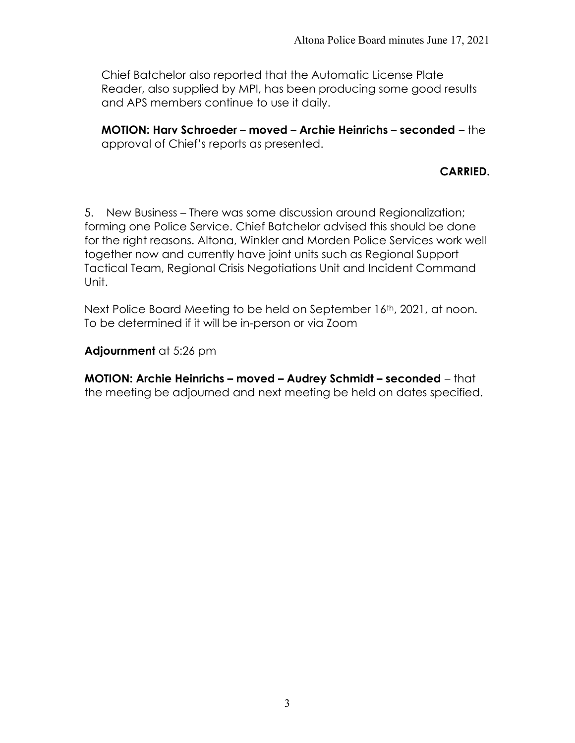Chief Batchelor also reported that the Automatic License Plate Reader, also supplied by MPI, has been producing some good results and APS members continue to use it daily.

**MOTION: Harv Schroeder – moved – Archie Heinrichs – seconded** – the approval of Chief's reports as presented.

**CARRIED.**

5. New Business – There was some discussion around Regionalization; forming one Police Service. Chief Batchelor advised this should be done for the right reasons. Altona, Winkler and Morden Police Services work well together now and currently have joint units such as Regional Support Tactical Team, Regional Crisis Negotiations Unit and Incident Command Unit.

Next Police Board Meeting to be held on September 16th, 2021, at noon. To be determined if it will be in-person or via Zoom

**Adjournment** at 5:26 pm

**MOTION: Archie Heinrichs – moved – Audrey Schmidt – seconded** – that the meeting be adjourned and next meeting be held on dates specified.